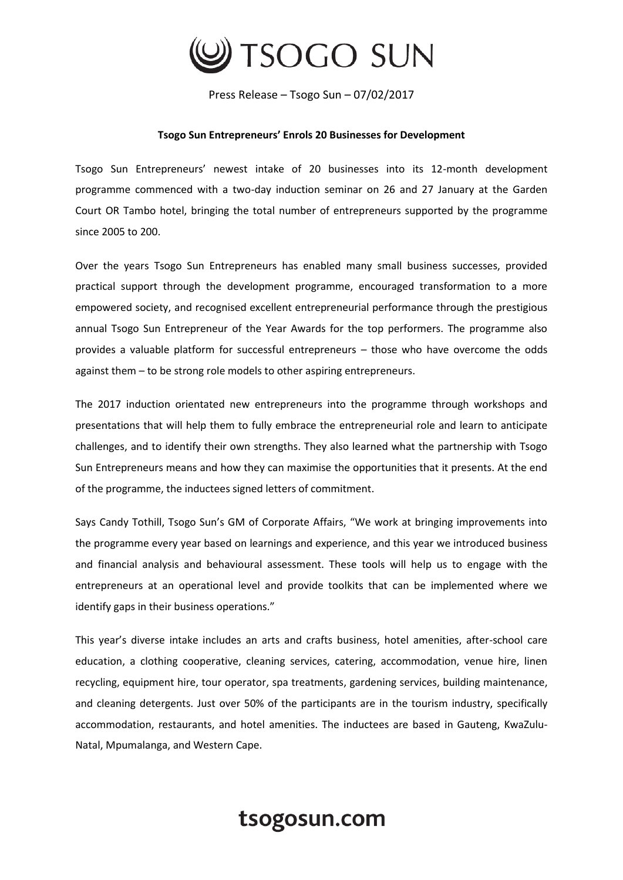# TSOGO SUN

Press Release – Tsogo Sun – 07/02/2017

**Tsogo Sun Entrepreneurs' Enrols 20 Businesses for Development**

Tsogo Sun Entrepreneurs' newest intake of 20 businesses into its 12-month development programme commenced with a two-day induction seminar on 26 and 27 January at the Garden Court OR Tambo hotel, bringing the total number of entrepreneurs supported by the programme since 2005 to 200.

Over the years Tsogo Sun Entrepreneurs has enabled many small business successes, provided practical support through the development programme, encouraged transformation to a more empowered society, and recognised excellent entrepreneurial performance through the prestigious annual Tsogo Sun Entrepreneur of the Year Awards for the top performers. The programme also provides a valuable platform for successful entrepreneurs – those who have overcome the odds against them – to be strong role models to other aspiring entrepreneurs.

The 2017 induction orientated new entrepreneurs into the programme through workshops and presentations that will help them to fully embrace the entrepreneurial role and learn to anticipate challenges, and to identify their own strengths. They also learned what the partnership with Tsogo Sun Entrepreneurs means and how they can maximise the opportunities that it presents. At the end of the programme, the inductees signed letters of commitment.

Says Candy Tothill, Tsogo Sun's GM of Corporate Affairs, "We work at bringing improvements into the programme every year based on learnings and experience, and this year we introduced business and financial analysis and behavioural assessment. These tools will help us to engage with the entrepreneurs at an operational level and provide toolkits that can be implemented where we identify gaps in their business operations."

This year's diverse intake includes an arts and crafts business, hotel amenities, after-school care education, a clothing cooperative, cleaning services, catering, accommodation, venue hire, linen recycling, equipment hire, tour operator, spa treatments, gardening services, building maintenance, and cleaning detergents. Just over 50% of the participants are in the tourism industry, specifically accommodation, restaurants, and hotel amenities. The inductees are based in Gauteng, KwaZulu-Natal, Mpumalanga, and Western Cape.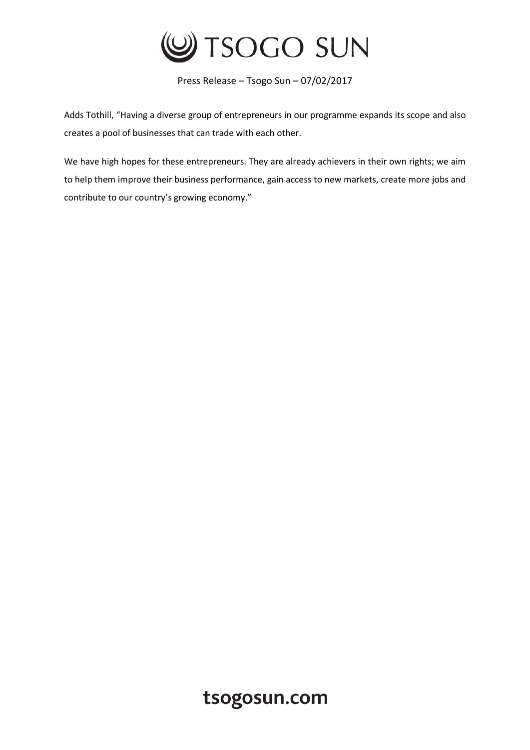Adds Tothill, “Having a diverse group of entrepreneurs in our programme expands its scope and also creates a pool of businesses that can trade with each other.

We have high hopes for these entrepreneurs. They are already achievers in their own rights; we aim to help them improve their business performance, gain access to new markets, create more jobs and contribute to our country’s growing economy.”